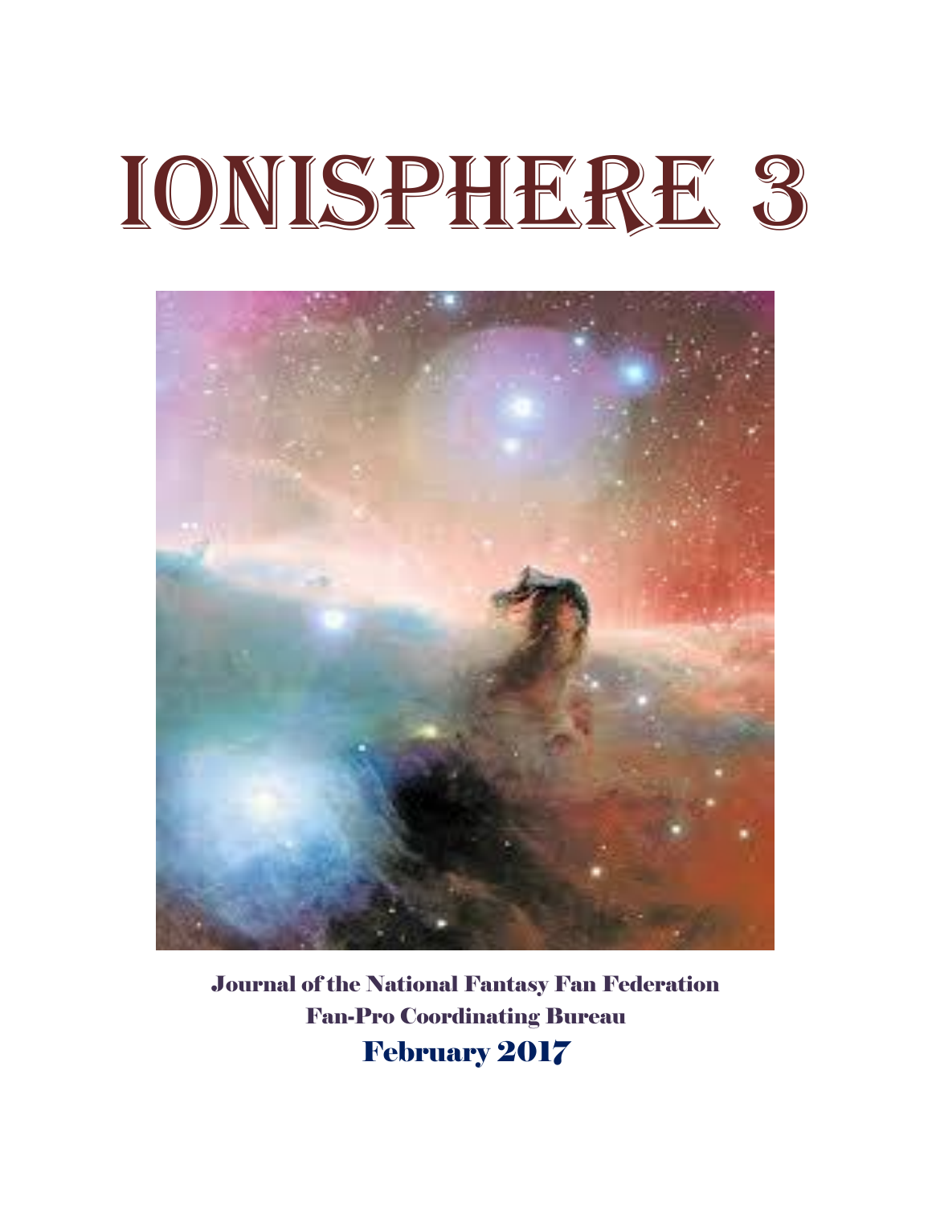# IONISPHERE 3

**Journal of the National Fantasy Fan Federation**

**Fan-Pro Coordinating Bureau**

**February 2017**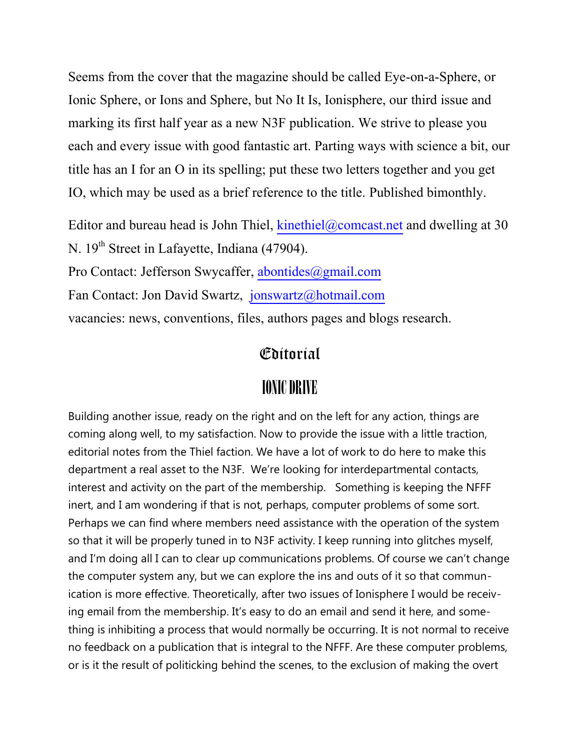Seems from the cover that the magazine should be called Eye-on-a-Sphere, or Ionic Sphere, or Ions and Sphere, but No It Is, Ionisphere, our third issue and marking its first half year as a new N3F publication. We strive to please you each and every issue with good fantastic art. Parting ways with science a bit, our title has an I for an O in its spelling; put these two letters together and you get IO, which may be used as a brief reference to the title. Published bimonthly.

Editor and bureau head is John Thiel, kinethiel@comcast.net and dwelling at 30 N. 19th Street in Lafayette, Indiana (47904).

Pro Contact: Jefferson Swycaffer, abontides@gmail.com

Fan Contact: Jon David Swartz, jonswartz@hotmail.com

vacancies: news, conventions, files, authors pages and blogs research.

# Editorial

## IONIC DRIVE

Building another issue, ready on the right and on the left for any action, things are coming along well, to my satisfaction. Now to provide the issue with a little traction, editorial notes from the Thiel faction. We have a lot of work to do here to make this department a real asset to the N3F. We're looking for interdepartmental contacts, interest and activity on the part of the membership. Something is keeping the NFFF inert, and I am wondering if that is not, perhaps, computer problems of some sort. Perhaps we can find where members need assistance with the operation of the system so that it will be properly tuned in to N3F activity. I keep running into glitches myself, and I'm doing all I can to clear up communications problems. Of course we can't change the computer system any, but we can explore the ins and outs of it so that communication is more effective. Theoretically, after two issues of Ionisphere I would be receiving email from the membership. It's easy to do an email and send it here, and something is inhibiting a process that would normally be occurring. It is not normal to receive no feedback on a publication that is integral to the NFFF. Are these computer problems, or is it the result of politicking behind the scenes, to the exclusion of making the overt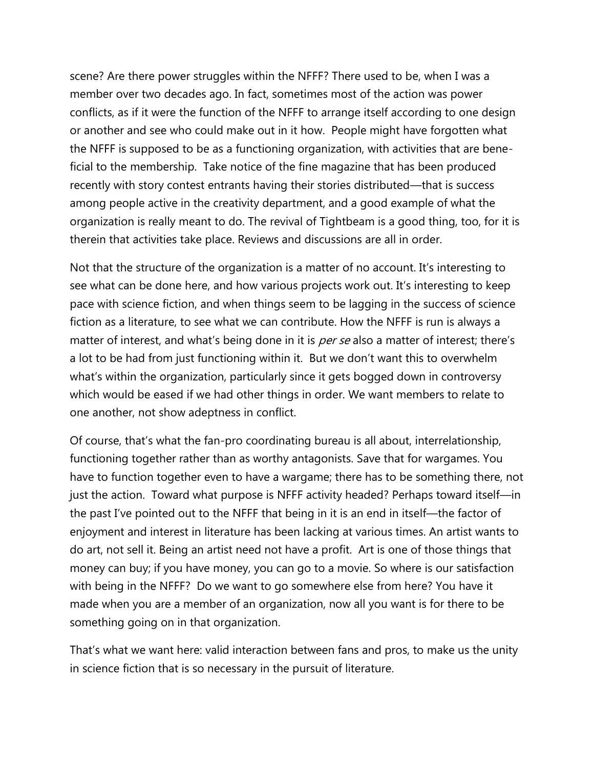scene? Are there power struggles within the NFFF? There used to be, when I was a member over two decades ago. In fact, sometimes most of the action was power conflicts, as if it were the function of the NFFF to arrange itself according to one design or another and see who could make out in it how. People might have forgotten what the NFFF is supposed to be as a functioning organization, with activities that are beneficial to the membership. Take notice of the fine magazine that has been produced recently with story contest entrants having their stories distributed—that is success among people active in the creativity department, and a good example of what the organization is really meant to do. The revival of Tightbeam is a good thing, too, for it is therein that activities take place. Reviews and discussions are all in order.

Not that the structure of the organization is a matter of no account. It's interesting to see what can be done here, and how various projects work out. It's interesting to keep pace with science fiction, and when things seem to be lagging in the success of science fiction as a literature, to see what we can contribute. How the NFFF is run is always a matter of interest, and what's being done in it is *per se* also a matter of interest; there's a lot to be had from just functioning within it. But we don't want this to overwhelm what's within the organization, particularly since it gets bogged down in controversy which would be eased if we had other things in order. We want members to relate to one another, not show adeptness in conflict.

Of course, that's what the fan-pro coordinating bureau is all about, interrelationship, functioning together rather than as worthy antagonists. Save that for wargames. You have to function together even to have a wargame; there has to be something there, not just the action. Toward what purpose is NFFF activity headed? Perhaps toward itself—in the past I've pointed out to the NFFF that being in it is an end in itself—the factor of enjoyment and interest in literature has been lacking at various times. An artist wants to do art, not sell it. Being an artist need not have a profit. Art is one of those things that money can buy; if you have money, you can go to a movie. So where is our satisfaction with being in the NFFF? Do we want to go somewhere else from here? You have it made when you are a member of an organization, now all you want is for there to be something going on in that organization.

That's what we want here: valid interaction between fans and pros, to make us the unity in science fiction that is so necessary in the pursuit of literature.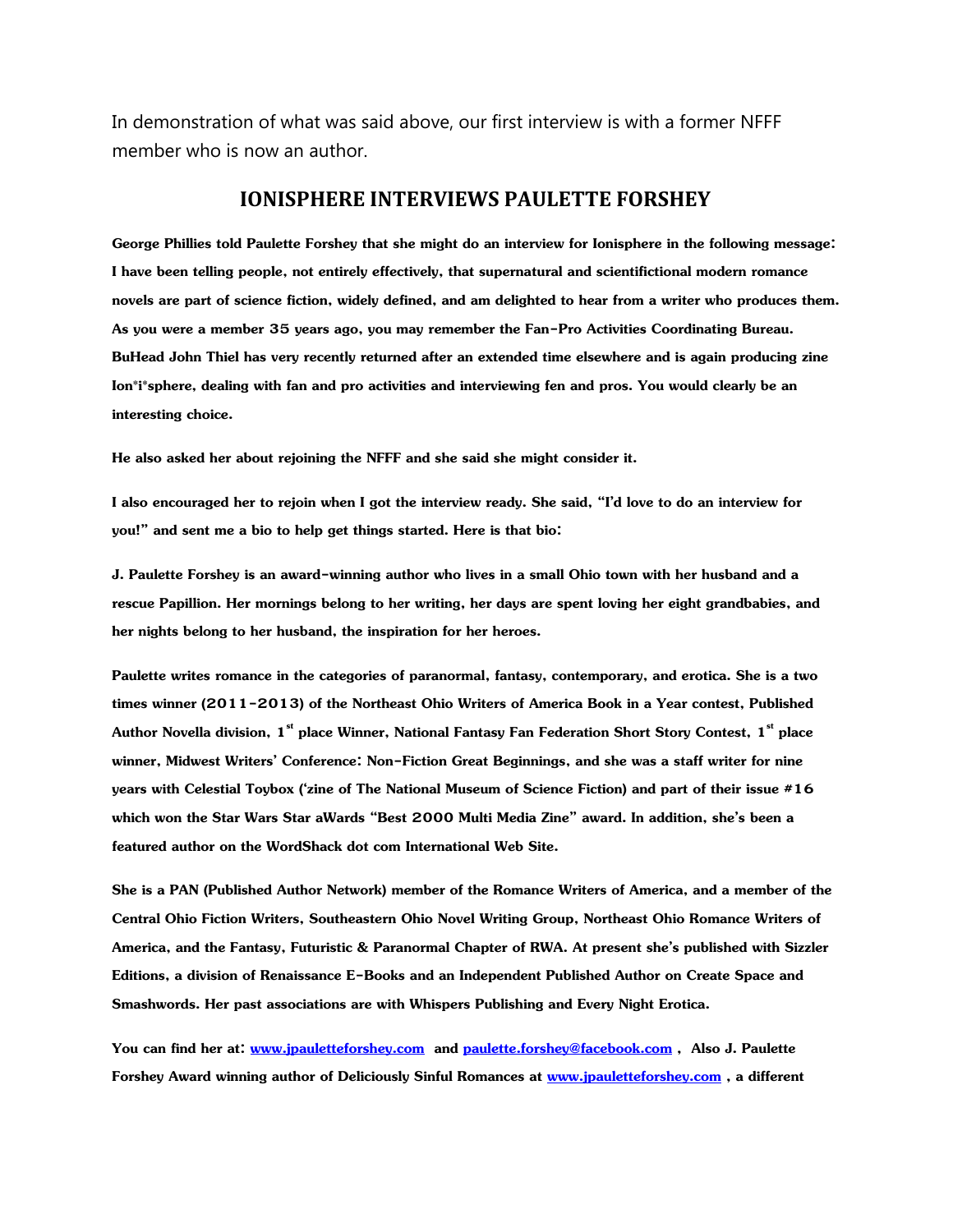In demonstration of what was said above, our first interview is with a former NFFF member who is now an author.

## IONISPHERE INTERVIEWS PAULETTE FORSHEY

**George Phillies told Paulette Forshey that she might do an interview for Ionisphere in the following message: I have been telling people, not entirely effectively, that supernatural and scientifictional modern romance novels are part of science fiction, widely defined, and am delighted to hear from a writer who produces them. As you were a member 35 years ago, you may remember the Fan-Pro Activities Coordinating Bureau. BuHead John Thiel has very recently returned after an extended time elsewhere and is again producing zine Ion*i*sphere, dealing with fan and pro activities and interviewing fen and pros. You would clearly be an interesting choice.**

**He also asked her about rejoining the NFFF and she said she might consider it.**

**I also encouraged her to rejoin when I got the interview ready. She said, "I'd love to do an interview for you!" and sent me a bio to help get things started. Here is that bio:**

**J. Paulette Forshey is an award-winning author who lives in a small Ohio town with her husband and a rescue Papillion. Her mornings belong to her writing, her days are spent loving her eight grandbabies, and her nights belong to her husband, the inspiration for her heroes.**

**Paulette writes romance in the categories of paranormal, fantasy, contemporary, and erotica. She is a two times winner (2011-2013) of the Northeast Ohio Writers of America Book in a Year contest, Published Author Novella division, 1st place Winner, National Fantasy Fan Federation Short Story Contest, 1st place winner, Midwest Writers' Conference: Non-Fiction Great Beginnings, and she was a staff writer for nine years with Celestial Toybox ('zine of The National Museum of Science Fiction) and part of their issue #16 which won the Star Wars Star aWards "Best 2000 Multi Media Zine" award. In addition, she's been a featured author on the WordShack dot com International Web Site.**

**She is a PAN (Published Author Network) member of the Romance Writers of America, and a member of the Central Ohio Fiction Writers, Southeastern Ohio Novel Writing Group, Northeast Ohio Romance Writers of America, and the Fantasy, Futuristic & Paranormal Chapter of RWA. At present she's published with Sizzler Editions, a division of Renaissance E-Books and an Independent Published Author on Create Space and Smashwords. Her past associations are with Whispers Publishing and Every Night Erotica.**

**You can find her at: [www.jpauletteforshey.com](www.jpauletteforshey.com) and [paulette.forshey@facebook.com](paulette.forshey@facebook.com) , Also J. Paulette Forshey Award winning author of Deliciously Sinful Romances at [www.jpauletteforshey.com](www.jpauletteforshey.com) , a different**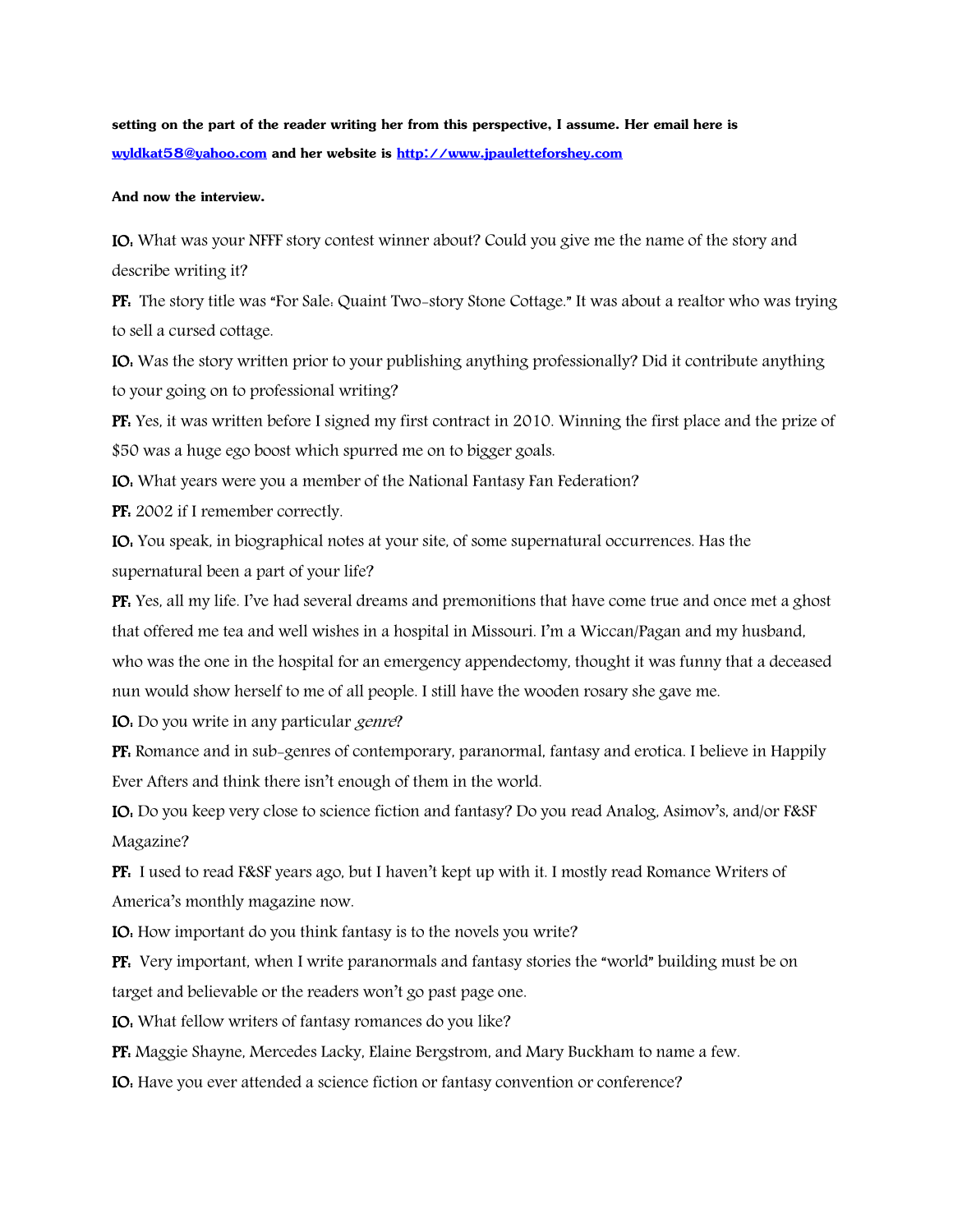**setting on the part of the reader writing her from this perspective, I assume. Her email here is [wyldkat58@yahoo.com](mailto:wyldkat58@yahoo.com) and her website is [http://www.jpauletteforshey.com](http://www.jpauletteforshey.com)**

**And now the interview.**

**IO:** What was your NFFF story contest winner about? Could you give me the name of the story and describe writing it?

**PF:** The story title was "For Sale: Quaint Two-story Stone Cottage." It was about a realtor who was trying to sell a cursed cottage.

**IO:** Was the story written prior to your publishing anything professionally? Did it contribute anything to your going on to professional writing?

**PF:** Yes, it was written before I signed my first contract in 2010. Winning the first place and the prize of $50 was a huge ego boost which spurred me on to bigger goals.

**IO:** What years were you a member of the National Fantasy Fan Federation?

**PF:** 2002 if I remember correctly.

**IO:** You speak, in biographical notes at your site, of some supernatural occurrences. Has the supernatural been a part of your life?

**PF:** Yes, all my life. I've had several dreams and premonitions that have come true and once met a ghost that offered me tea and well wishes in a hospital in Missouri. I'm a Wiccan/Pagan and my husband, who was the one in the hospital for an emergency appendectomy, thought it was funny that a deceased nun would show herself to me of all people. I still have the wooden rosary she gave me.

**IO:** Do you write in any particular *genre*?

**PF:** Romance and in sub-genres of contemporary, paranormal, fantasy and erotica. I believe in Happily Ever Afters and think there isn't enough of them in the world.

**IO:** Do you keep very close to science fiction and fantasy? Do you read Analog, Asimov's, and/or F&SF Magazine?

**PF:** I used to read F&SF years ago, but I haven't kept up with it. I mostly read Romance Writers of America's monthly magazine now.

**IO:** How important do you think fantasy is to the novels you write?

**PF:** Very important, when I write paranormals and fantasy stories the "world" building must be on target and believable or the readers won't go past page one.

**IO:** What fellow writers of fantasy romances do you like?

**PF:** Maggie Shayne, Mercedes Lacky, Elaine Bergstrom, and Mary Buckham to name a few.

**IO:** Have you ever attended a science fiction or fantasy convention or conference?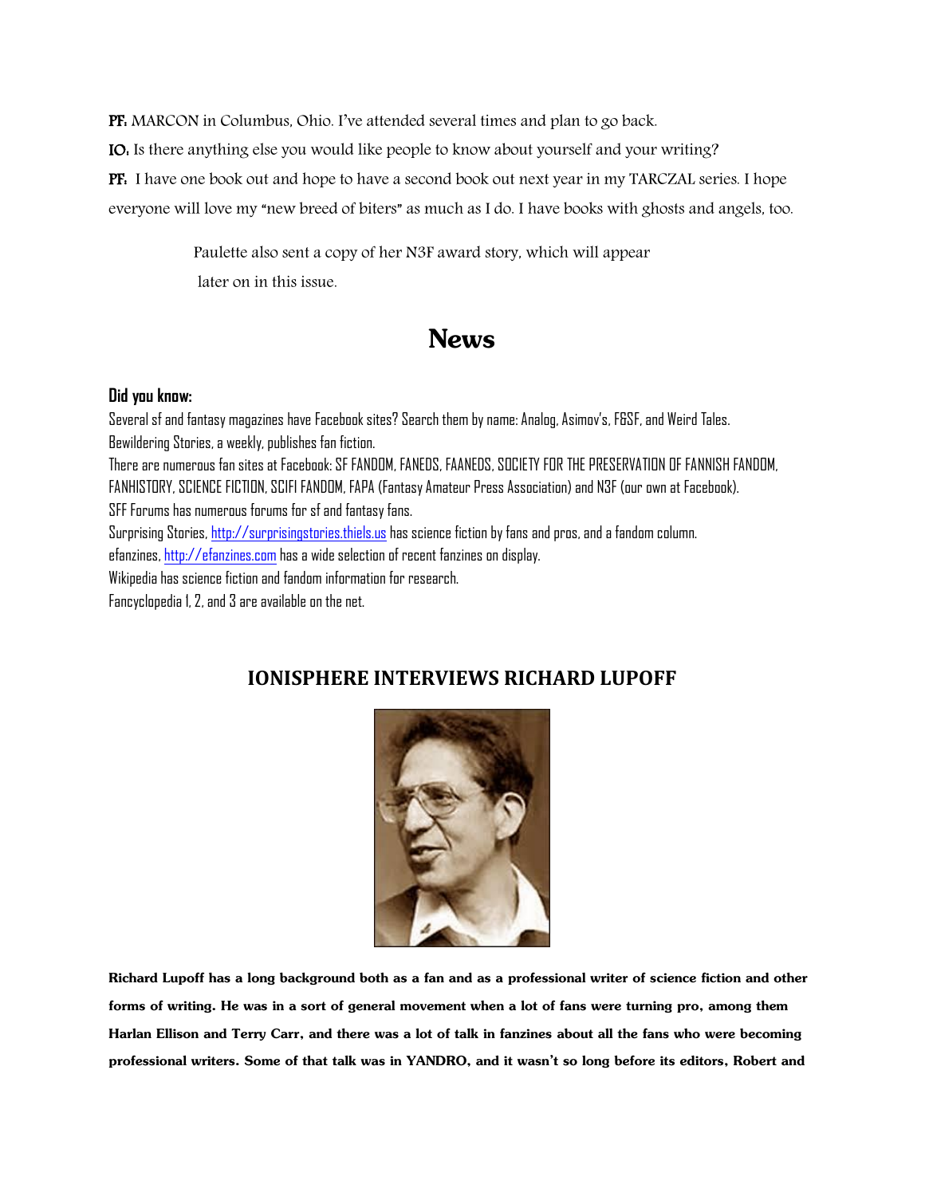**PF:** MARCON in Columbus, Ohio. I've attended several times and plan to go back.

**IO:** Is there anything else you would like people to know about yourself and your writing?

**PF:** I have one book out and hope to have a second book out next year in my TARCZAL series. I hope everyone will love my "new breed of biters" as much as I do. I have books with ghosts and angels, too.

Paulette also sent a copy of her N3F award story, which will appear later on in this issue.

# News

**Did you know:**

Several sf and fantasy magazines have Facebook sites? Search them by name: Analog, Asimov's, F&SF, and Weird Tales.
Bewildering Stories, a weekly, publishes fan fiction.
There are numerous fan sites at Facebook: SF FANDOM, FANEDS, FAANEDS, SOCIETY FOR THE PRESERVATION OF FANNISH FANDOM, FANHISTORY, SCIENCE FICTION, SCIFI FANDOM, FAPA (Fantasy Amateur Press Association) and N3F (our own at Facebook).
SFF Forums has numerous forums for sf and fantasy fans.
Surprising Stories, http://surprisingstories.thiels.us has science fiction by fans and pros, and a fandom column.
efanzines, http://efanzines.com has a wide selection of recent fanzines on display.
Wikipedia has science fiction and fandom information for research.
Fancyclopedia 1, 2, and 3 are available on the net.

## IONISPHERE INTERVIEWS RICHARD LUPOFF

**Richard Lupoff has a long background both as a fan and as a professional writer of science fiction and other forms of writing. He was in a sort of general movement when a lot of fans were turning pro, among them Harlan Ellison and Terry Carr, and there was a lot of talk in fanzines about all the fans who were becoming professional writers. Some of that talk was in YANDRO, and it wasn't so long before its editors, Robert and**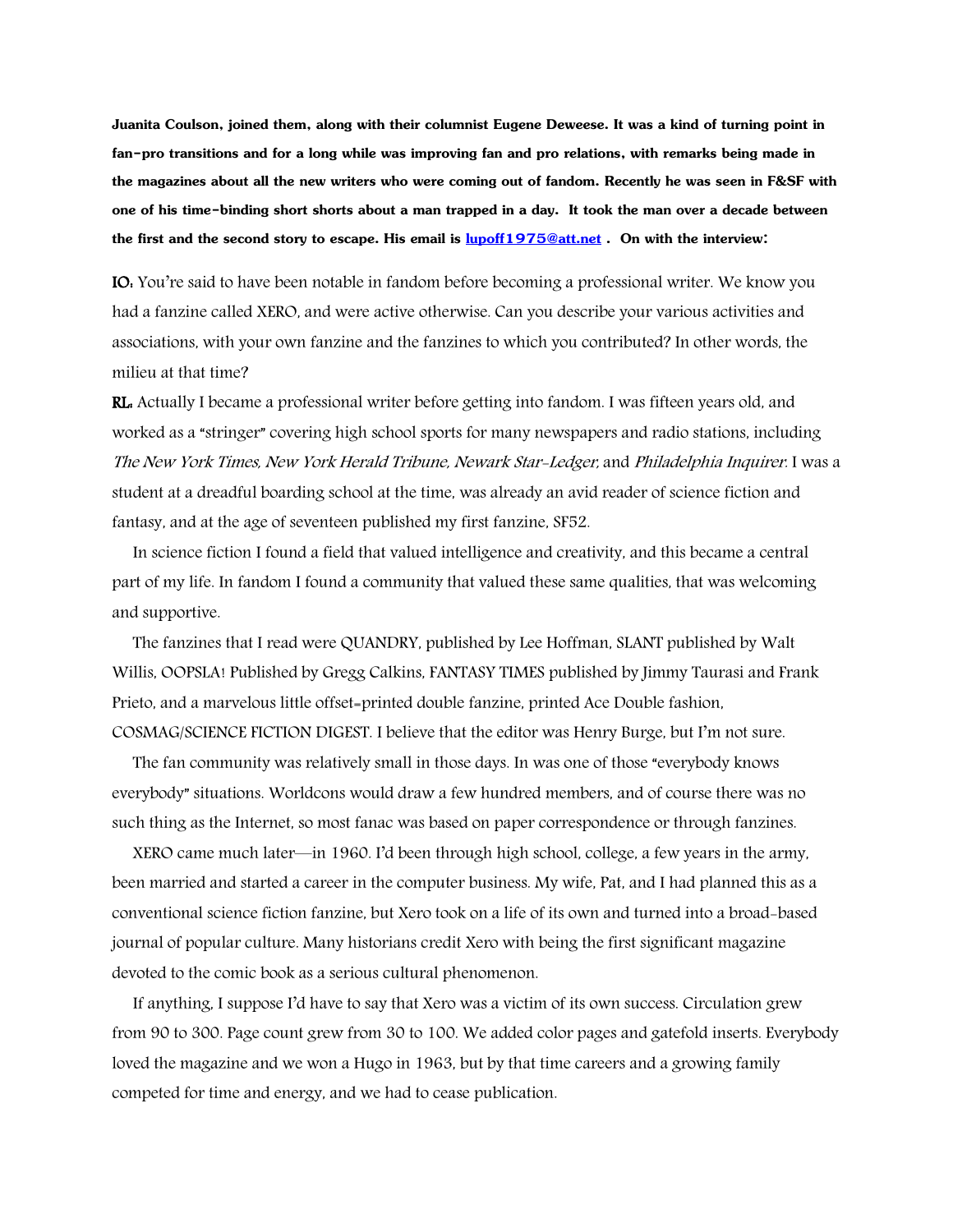**Juanita Coulson, joined them, along with their columnist Eugene Deweese. It was a kind of turning point in fan-pro transitions and for a long while was improving fan and pro relations, with remarks being made in the magazines about all the new writers who were coming out of fandom. Recently he was seen in F&SF with one of his time-binding short shorts about a man trapped in a day. It took the man over a decade between the first and the second story to escape. His email is [lupoff1975@att.net](mailto:lupoff1975@att.net) . On with the interview:**

**IO:** You're said to have been notable in fandom before becoming a professional writer. We know you had a fanzine called XERO, and were active otherwise. Can you describe your various activities and associations, with your own fanzine and the fanzines to which you contributed? In other words, the milieu at that time?

**RL:** Actually I became a professional writer before getting into fandom. I was fifteen years old, and worked as a "stringer" covering high school sports for many newspapers and radio stations, including *The New York Times, New York Herald Tribune, Newark Star-Ledger,* and *Philadelphia Inquirer.* I was a student at a dreadful boarding school at the time, was already an avid reader of science fiction and fantasy, and at the age of seventeen published my first fanzine, SF52.

In science fiction I found a field that valued intelligence and creativity, and this became a central part of my life. In fandom I found a community that valued these same qualities, that was welcoming and supportive.

The fanzines that I read were QUANDRY, published by Lee Hoffman, SLANT published by Walt Willis, OOPSLA! Published by Gregg Calkins, FANTASY TIMES published by Jimmy Taurasi and Frank Prieto, and a marvelous little offset=printed double fanzine, printed Ace Double fashion, COSMAG/SCIENCE FICTION DIGEST. I believe that the editor was Henry Burge, but I'm not sure.

The fan community was relatively small in those days. In was one of those "everybody knows everybody" situations. Worldcons would draw a few hundred members, and of course there was no such thing as the Internet, so most fanac was based on paper correspondence or through fanzines.

XERO came much later—in 1960. I'd been through high school, college, a few years in the army, been married and started a career in the computer business. My wife, Pat, and I had planned this as a conventional science fiction fanzine, but Xero took on a life of its own and turned into a broad-based journal of popular culture. Many historians credit Xero with being the first significant magazine devoted to the comic book as a serious cultural phenomenon.

If anything, I suppose I'd have to say that Xero was a victim of its own success. Circulation grew from 90 to 300. Page count grew from 30 to 100. We added color pages and gatefold inserts. Everybody loved the magazine and we won a Hugo in 1963, but by that time careers and a growing family competed for time and energy, and we had to cease publication.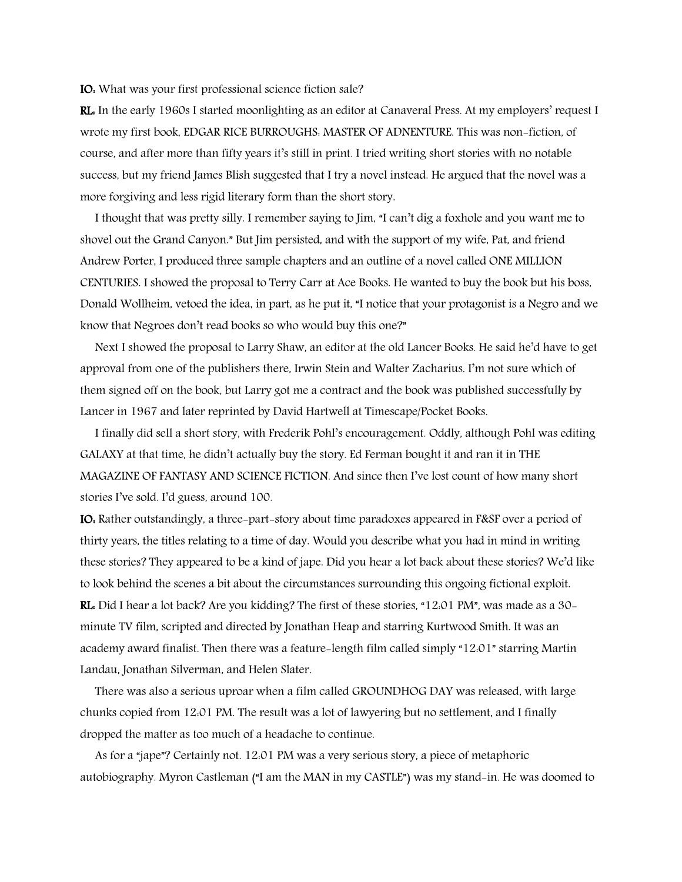**IO:** What was your first professional science fiction sale?

**RL:** In the early 1960s I started moonlighting as an editor at Canaveral Press. At my employers' request I wrote my first book, EDGAR RICE BURROUGHS: MASTER OF ADNENTURE. This was non-fiction, of course, and after more than fifty years it's still in print. I tried writing short stories with no notable success, but my friend James Blish suggested that I try a novel instead. He argued that the novel was a more forgiving and less rigid literary form than the short story.

I thought that was pretty silly. I remember saying to Jim, "I can't dig a foxhole and you want me to shovel out the Grand Canyon." But Jim persisted, and with the support of my wife, Pat, and friend Andrew Porter, I produced three sample chapters and an outline of a novel called ONE MILLION CENTURIES. I showed the proposal to Terry Carr at Ace Books. He wanted to buy the book but his boss, Donald Wollheim, vetoed the idea, in part, as he put it, "I notice that your protagonist is a Negro and we know that Negroes don't read books so who would buy this one?"

Next I showed the proposal to Larry Shaw, an editor at the old Lancer Books. He said he'd have to get approval from one of the publishers there, Irwin Stein and Walter Zacharius. I'm not sure which of them signed off on the book, but Larry got me a contract and the book was published successfully by Lancer in 1967 and later reprinted by David Hartwell at Timescape/Pocket Books.

I finally did sell a short story, with Frederik Pohl's encouragement. Oddly, although Pohl was editing GALAXY at that time, he didn't actually buy the story. Ed Ferman bought it and ran it in THE MAGAZINE OF FANTASY AND SCIENCE FICTION. And since then I've lost count of how many short stories I've sold. I'd guess, around 100.

**IO:** Rather outstandingly, a three-part-story about time paradoxes appeared in F&SF over a period of thirty years, the titles relating to a time of day. Would you describe what you had in mind in writing these stories? They appeared to be a kind of jape. Did you hear a lot back about these stories? We'd like to look behind the scenes a bit about the circumstances surrounding this ongoing fictional exploit.

**RL:** Did I hear a lot back? Are you kidding? The first of these stories, "12:01 PM", was made as a 30-minute TV film, scripted and directed by Jonathan Heap and starring Kurtwood Smith. It was an academy award finalist. Then there was a feature-length film called simply "12:01" starring Martin Landau, Jonathan Silverman, and Helen Slater.

There was also a serious uproar when a film called GROUNDHOG DAY was released, with large chunks copied from 12:01 PM. The result was a lot of lawyering but no settlement, and I finally dropped the matter as too much of a headache to continue.

As for a "jape"? Certainly not. 12:01 PM was a very serious story, a piece of metaphoric autobiography. Myron Castleman ("I am the MAN in my CASTLE") was my stand-in. He was doomed to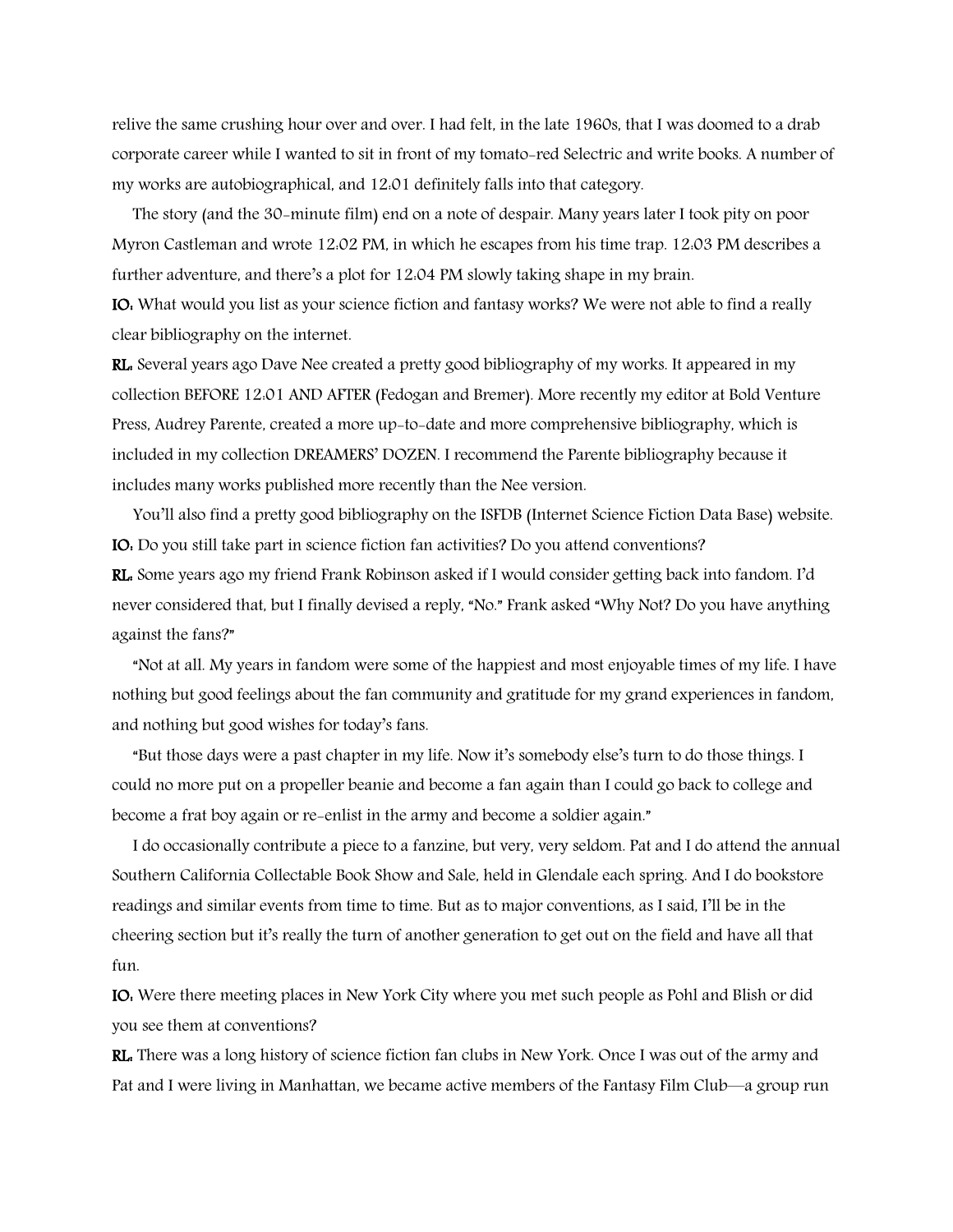relive the same crushing hour over and over. I had felt, in the late 1960s, that I was doomed to a drab corporate career while I wanted to sit in front of my tomato-red Selectric and write books. A number of my works are autobiographical, and 12:01 definitely falls into that category.

The story (and the 30-minute film) end on a note of despair. Many years later I took pity on poor Myron Castleman and wrote 12:02 PM, in which he escapes from his time trap. 12:03 PM describes a further adventure, and there's a plot for 12:04 PM slowly taking shape in my brain.

**IO:** What would you list as your science fiction and fantasy works? We were not able to find a really clear bibliography on the internet.

**RL:** Several years ago Dave Nee created a pretty good bibliography of my works. It appeared in my collection BEFORE 12:01 AND AFTER (Fedogan and Bremer). More recently my editor at Bold Venture Press, Audrey Parente, created a more up-to-date and more comprehensive bibliography, which is included in my collection DREAMERS' DOZEN. I recommend the Parente bibliography because it includes many works published more recently than the Nee version.

You'll also find a pretty good bibliography on the ISFDB (Internet Science Fiction Data Base) website.

**IO:** Do you still take part in science fiction fan activities? Do you attend conventions?

**RL:** Some years ago my friend Frank Robinson asked if I would consider getting back into fandom. I'd never considered that, but I finally devised a reply, "No." Frank asked "Why Not? Do you have anything against the fans?"

"Not at all. My years in fandom were some of the happiest and most enjoyable times of my life. I have nothing but good feelings about the fan community and gratitude for my grand experiences in fandom, and nothing but good wishes for today's fans.

"But those days were a past chapter in my life. Now it's somebody else's turn to do those things. I could no more put on a propeller beanie and become a fan again than I could go back to college and become a frat boy again or re-enlist in the army and become a soldier again."

I do occasionally contribute a piece to a fanzine, but very, very seldom. Pat and I do attend the annual Southern California Collectable Book Show and Sale, held in Glendale each spring. And I do bookstore readings and similar events from time to time. But as to major conventions, as I said, I'll be in the cheering section but it's really the turn of another generation to get out on the field and have all that fun.

**IO:** Were there meeting places in New York City where you met such people as Pohl and Blish or did you see them at conventions?

**RL:** There was a long history of science fiction fan clubs in New York. Once I was out of the army and Pat and I were living in Manhattan, we became active members of the Fantasy Film Club—a group run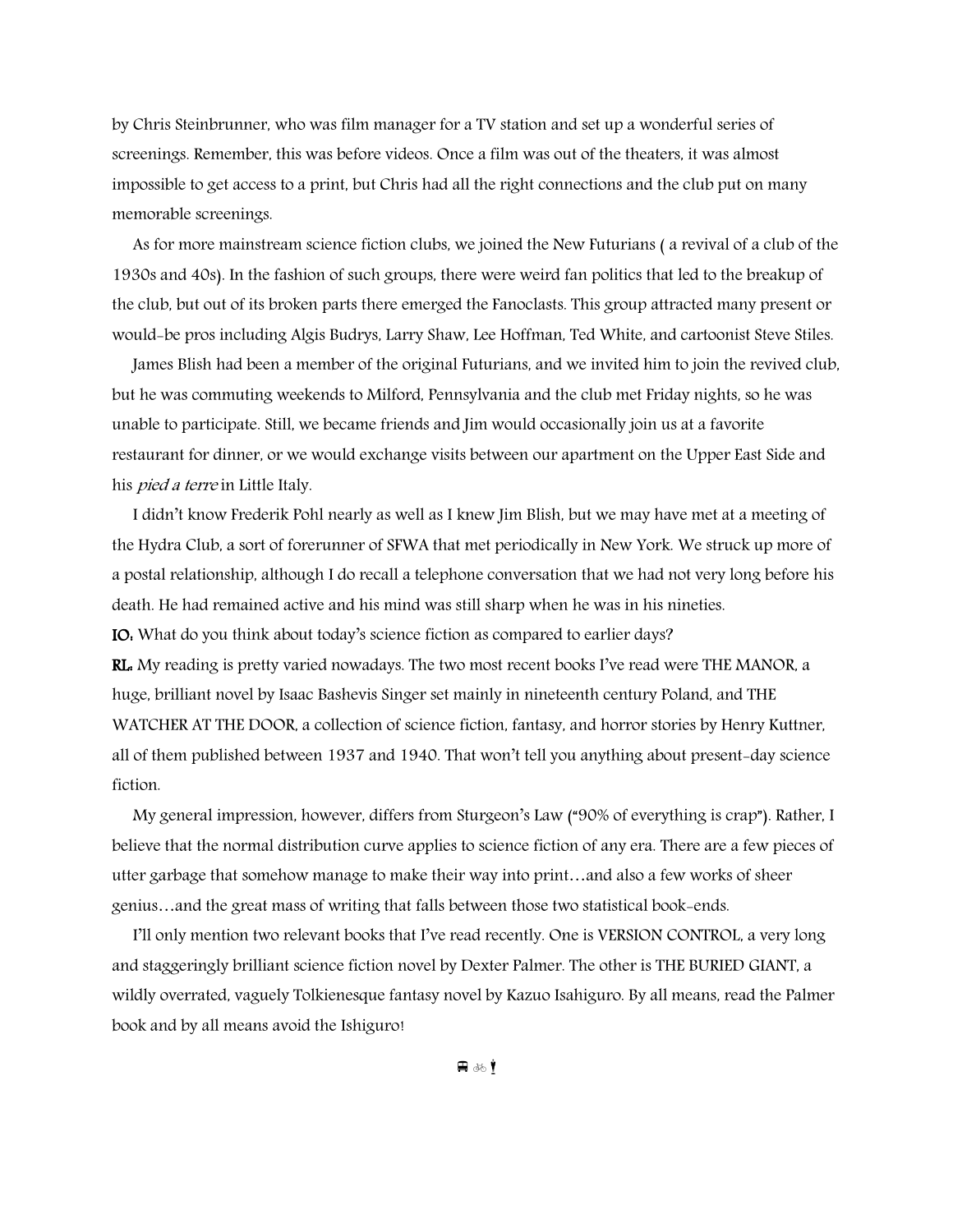by Chris Steinbrunner, who was film manager for a TV station and set up a wonderful series of screenings. Remember, this was before videos. Once a film was out of the theaters, it was almost impossible to get access to a print, but Chris had all the right connections and the club put on many memorable screenings.

As for more mainstream science fiction clubs, we joined the New Futurians ( a revival of a club of the 1930s and 40s). In the fashion of such groups, there were weird fan politics that led to the breakup of the club, but out of its broken parts there emerged the Fanoclasts. This group attracted many present or would-be pros including Algis Budrys, Larry Shaw, Lee Hoffman, Ted White, and cartoonist Steve Stiles.

James Blish had been a member of the original Futurians, and we invited him to join the revived club, but he was commuting weekends to Milford, Pennsylvania and the club met Friday nights, so he was unable to participate. Still, we became friends and Jim would occasionally join us at a favorite restaurant for dinner, or we would exchange visits between our apartment on the Upper East Side and his *pied a terre* in Little Italy.

I didn't know Frederik Pohl nearly as well as I knew Jim Blish, but we may have met at a meeting of the Hydra Club, a sort of forerunner of SFWA that met periodically in New York. We struck up more of a postal relationship, although I do recall a telephone conversation that we had not very long before his death. He had remained active and his mind was still sharp when he was in his nineties.

**IO:** What do you think about today's science fiction as compared to earlier days?

**RL:** My reading is pretty varied nowadays. The two most recent books I've read were THE MANOR, a huge, brilliant novel by Isaac Bashevis Singer set mainly in nineteenth century Poland, and THE WATCHER AT THE DOOR, a collection of science fiction, fantasy, and horror stories by Henry Kuttner, all of them published between 1937 and 1940. That won't tell you anything about present-day science fiction.

My general impression, however, differs from Sturgeon's Law ("90% of everything is crap"). Rather, I believe that the normal distribution curve applies to science fiction of any era. There are a few pieces of utter garbage that somehow manage to make their way into print…and also a few works of sheer genius…and the great mass of writing that falls between those two statistical book-ends.

I'll only mention two relevant books that I've read recently. One is VERSION CONTROL, a very long and staggeringly brilliant science fiction novel by Dexter Palmer. The other is THE BURIED GIANT, a wildly overrated, vaguely Tolkienesque fantasy novel by Kazuo Isahiguro. By all means, read the Palmer book and by all means avoid the Ishiguro!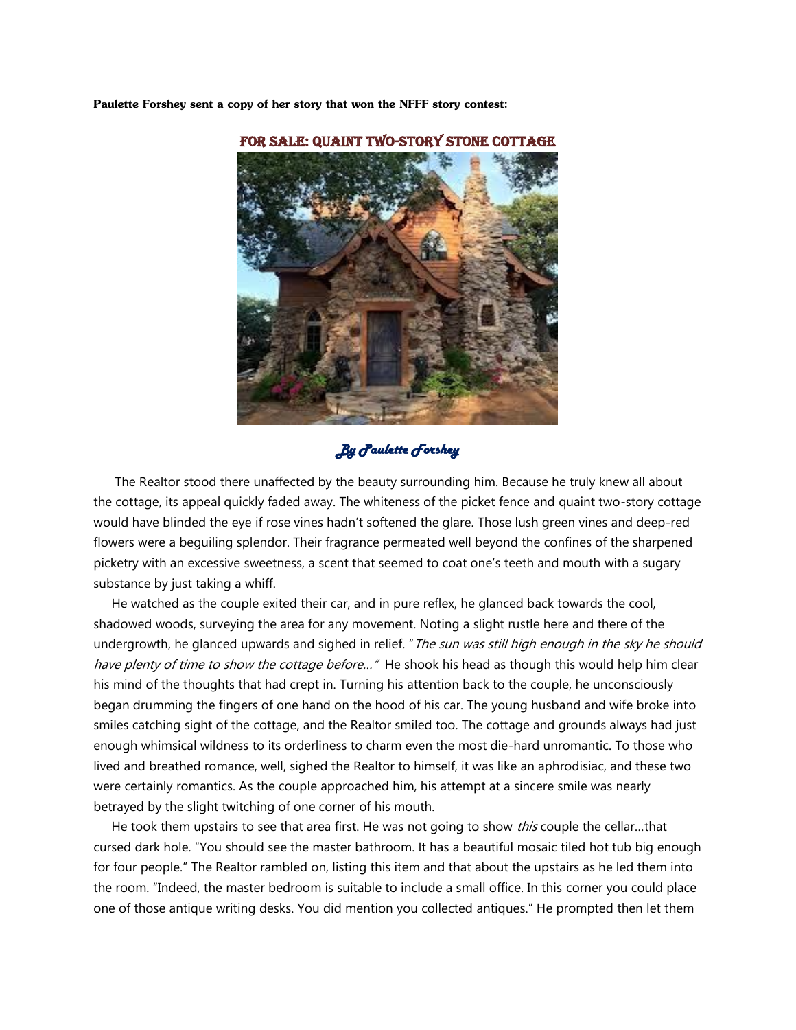**Paulette Forshey sent a copy of her story that won the NFFF story contest:**

## FOR SALE: QUAINT TWO-STORY STONE COTTAGE

*By Paulette Forshey*

The Realtor stood there unaffected by the beauty surrounding him. Because he truly knew all about the cottage, its appeal quickly faded away. The whiteness of the picket fence and quaint two-story cottage would have blinded the eye if rose vines hadn't softened the glare. Those lush green vines and deep-red flowers were a beguiling splendor. Their fragrance permeated well beyond the confines of the sharpened picketry with an excessive sweetness, a scent that seemed to coat one's teeth and mouth with a sugary substance by just taking a whiff.

He watched as the couple exited their car, and in pure reflex, he glanced back towards the cool, shadowed woods, surveying the area for any movement. Noting a slight rustle here and there of the undergrowth, he glanced upwards and sighed in relief. "*The sun was still high enough in the sky he should have plenty of time to show the cottage before...*" He shook his head as though this would help him clear his mind of the thoughts that had crept in. Turning his attention back to the couple, he unconsciously began drumming the fingers of one hand on the hood of his car. The young husband and wife broke into smiles catching sight of the cottage, and the Realtor smiled too. The cottage and grounds always had just enough whimsical wildness to its orderliness to charm even the most die-hard unromantic. To those who lived and breathed romance, well, sighed the Realtor to himself, it was like an aphrodisiac, and these two were certainly romantics. As the couple approached him, his attempt at a sincere smile was nearly betrayed by the slight twitching of one corner of his mouth.

He took them upstairs to see that area first. He was not going to show *this* couple the cellar…that cursed dark hole. "You should see the master bathroom. It has a beautiful mosaic tiled hot tub big enough for four people." The Realtor rambled on, listing this item and that about the upstairs as he led them into the room. "Indeed, the master bedroom is suitable to include a small office. In this corner you could place one of those antique writing desks. You did mention you collected antiques." He prompted then let them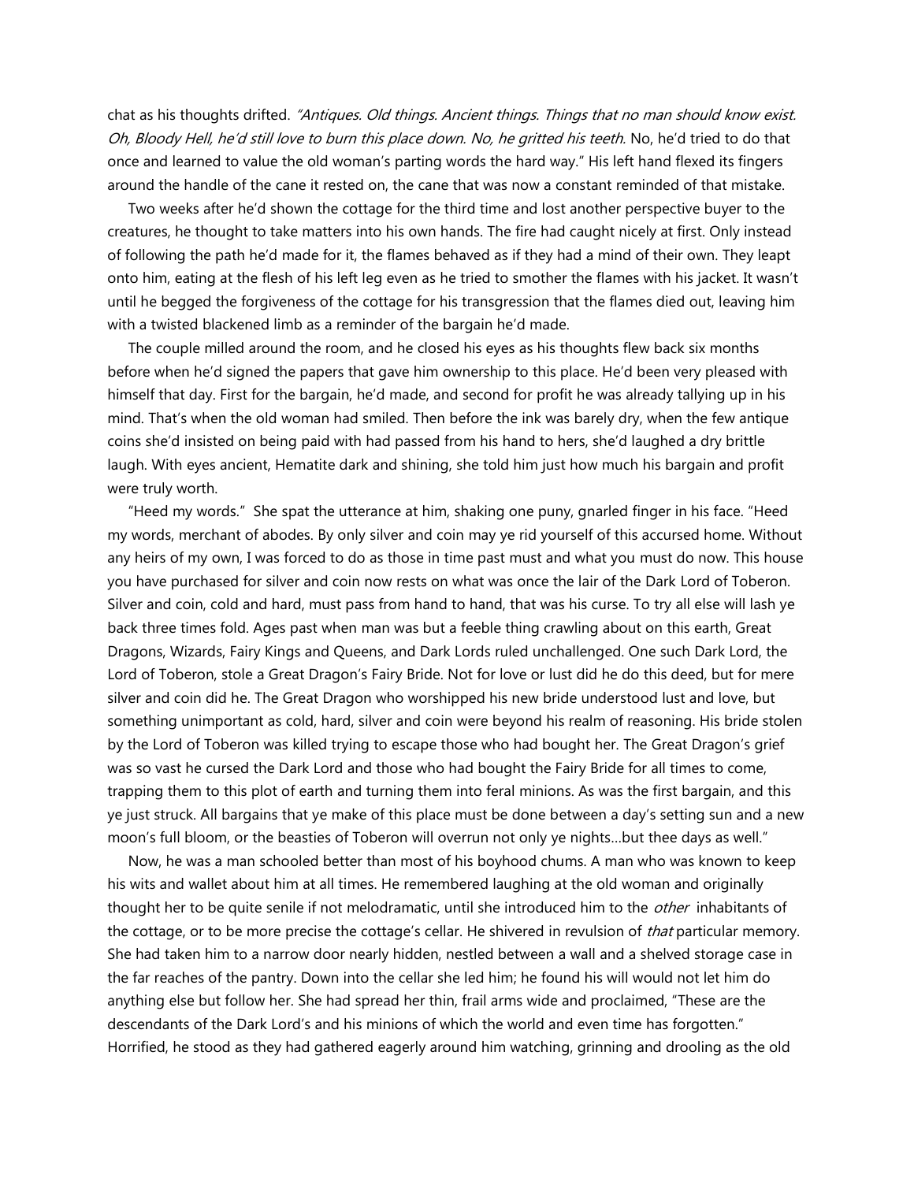chat as his thoughts drifted. *"Antiques. Old things. Ancient things. Things that no man should know exist. Oh, Bloody Hell, he'd still love to burn this place down. No, he gritted his teeth.* No, he'd tried to do that once and learned to value the old woman's parting words the hard way." His left hand flexed its fingers around the handle of the cane it rested on, the cane that was now a constant reminded of that mistake.

Two weeks after he'd shown the cottage for the third time and lost another perspective buyer to the creatures, he thought to take matters into his own hands. The fire had caught nicely at first. Only instead of following the path he'd made for it, the flames behaved as if they had a mind of their own. They leapt onto him, eating at the flesh of his left leg even as he tried to smother the flames with his jacket. It wasn't until he begged the forgiveness of the cottage for his transgression that the flames died out, leaving him with a twisted blackened limb as a reminder of the bargain he'd made.

The couple milled around the room, and he closed his eyes as his thoughts flew back six months before when he'd signed the papers that gave him ownership to this place. He'd been very pleased with himself that day. First for the bargain, he'd made, and second for profit he was already tallying up in his mind. That's when the old woman had smiled. Then before the ink was barely dry, when the few antique coins she'd insisted on being paid with had passed from his hand to hers, she'd laughed a dry brittle laugh. With eyes ancient, Hematite dark and shining, she told him just how much his bargain and profit were truly worth.

"Heed my words." She spat the utterance at him, shaking one puny, gnarled finger in his face. "Heed my words, merchant of abodes. By only silver and coin may ye rid yourself of this accursed home. Without any heirs of my own, I was forced to do as those in time past must and what you must do now. This house you have purchased for silver and coin now rests on what was once the lair of the Dark Lord of Toberon. Silver and coin, cold and hard, must pass from hand to hand, that was his curse. To try all else will lash ye back three times fold. Ages past when man was but a feeble thing crawling about on this earth, Great Dragons, Wizards, Fairy Kings and Queens, and Dark Lords ruled unchallenged. One such Dark Lord, the Lord of Toberon, stole a Great Dragon's Fairy Bride. Not for love or lust did he do this deed, but for mere silver and coin did he. The Great Dragon who worshipped his new bride understood lust and love, but something unimportant as cold, hard, silver and coin were beyond his realm of reasoning. His bride stolen by the Lord of Toberon was killed trying to escape those who had bought her. The Great Dragon's grief was so vast he cursed the Dark Lord and those who had bought the Fairy Bride for all times to come, trapping them to this plot of earth and turning them into feral minions. As was the first bargain, and this ye just struck. All bargains that ye make of this place must be done between a day's setting sun and a new moon's full bloom, or the beasties of Toberon will overrun not only ye nights…but thee days as well."

Now, he was a man schooled better than most of his boyhood chums. A man who was known to keep his wits and wallet about him at all times. He remembered laughing at the old woman and originally thought her to be quite senile if not melodramatic, until she introduced him to the *other* inhabitants of the cottage, or to be more precise the cottage's cellar. He shivered in revulsion of *that* particular memory. She had taken him to a narrow door nearly hidden, nestled between a wall and a shelved storage case in the far reaches of the pantry. Down into the cellar she led him; he found his will would not let him do anything else but follow her. She had spread her thin, frail arms wide and proclaimed, "These are the descendants of the Dark Lord's and his minions of which the world and even time has forgotten." Horrified, he stood as they had gathered eagerly around him watching, grinning and drooling as the old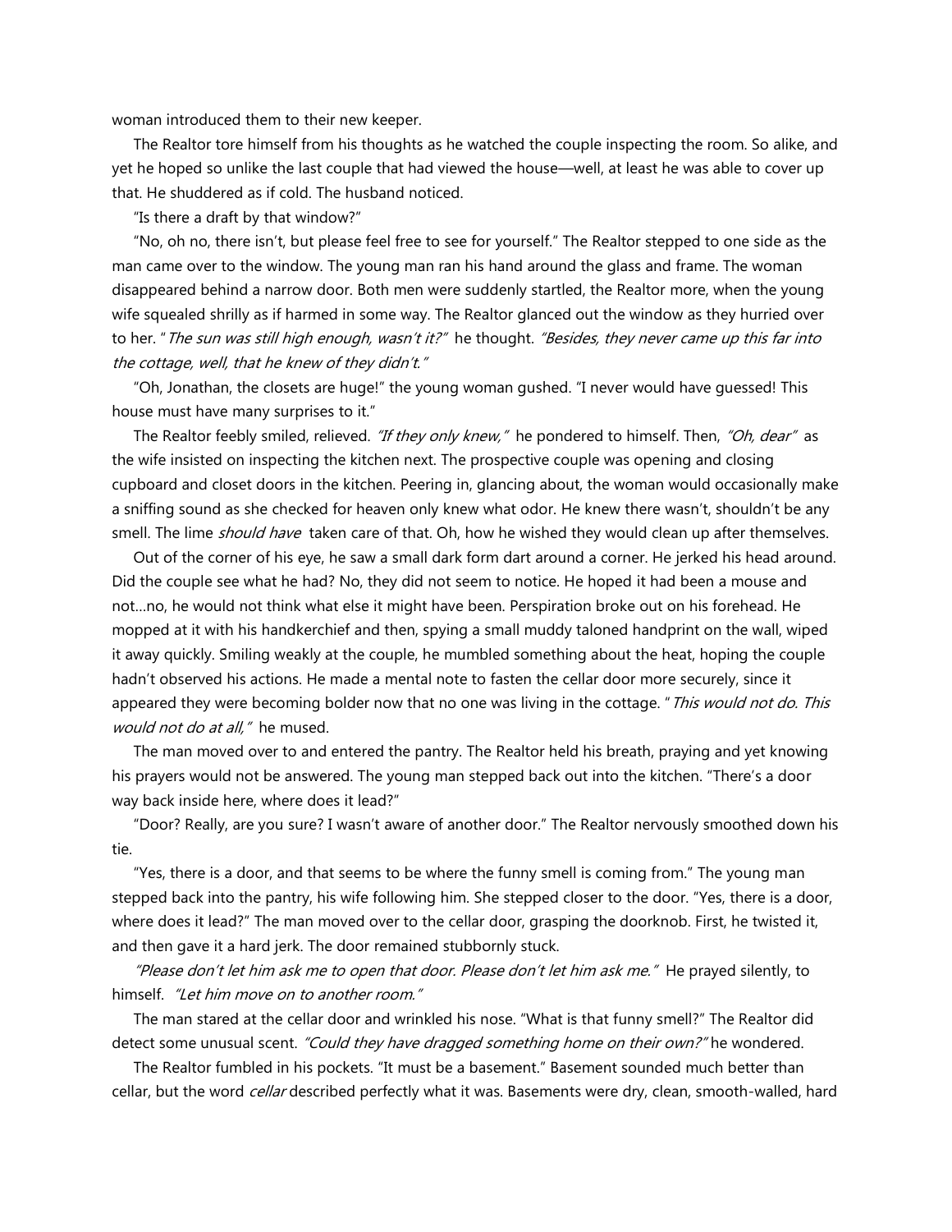woman introduced them to their new keeper.

The Realtor tore himself from his thoughts as he watched the couple inspecting the room. So alike, and yet he hoped so unlike the last couple that had viewed the house—well, at least he was able to cover up that. He shuddered as if cold. The husband noticed.

"Is there a draft by that window?"

"No, oh no, there isn't, but please feel free to see for yourself." The Realtor stepped to one side as the man came over to the window. The young man ran his hand around the glass and frame. The woman disappeared behind a narrow door. Both men were suddenly startled, the Realtor more, when the young wife squealed shrilly as if harmed in some way. The Realtor glanced out the window as they hurried over to her. "*The sun was still high enough, wasn't it?*" he thought. *"Besides, they never came up this far into the cottage, well, that he knew of they didn't."*

"Oh, Jonathan, the closets are huge!" the young woman gushed. "I never would have guessed! This house must have many surprises to it."

The Realtor feebly smiled, relieved. *"If they only knew,"* he pondered to himself. Then, *"Oh, dear"* as the wife insisted on inspecting the kitchen next. The prospective couple was opening and closing cupboard and closet doors in the kitchen. Peering in, glancing about, the woman would occasionally make a sniffing sound as she checked for heaven only knew what odor. He knew there wasn't, shouldn't be any smell. The lime *should have* taken care of that. Oh, how he wished they would clean up after themselves.

Out of the corner of his eye, he saw a small dark form dart around a corner. He jerked his head around. Did the couple see what he had? No, they did not seem to notice. He hoped it had been a mouse and not...no, he would not think what else it might have been. Perspiration broke out on his forehead. He mopped at it with his handkerchief and then, spying a small muddy taloned handprint on the wall, wiped it away quickly. Smiling weakly at the couple, he mumbled something about the heat, hoping the couple hadn't observed his actions. He made a mental note to fasten the cellar door more securely, since it appeared they were becoming bolder now that no one was living in the cottage. "*This would not do. This would not do at all,"* he mused.

The man moved over to and entered the pantry. The Realtor held his breath, praying and yet knowing his prayers would not be answered. The young man stepped back out into the kitchen. "There's a door way back inside here, where does it lead?"

"Door? Really, are you sure? I wasn't aware of another door." The Realtor nervously smoothed down his tie.

"Yes, there is a door, and that seems to be where the funny smell is coming from." The young man stepped back into the pantry, his wife following him. She stepped closer to the door. "Yes, there is a door, where does it lead?" The man moved over to the cellar door, grasping the doorknob. First, he twisted it, and then gave it a hard jerk. The door remained stubbornly stuck.

*"Please don't let him ask me to open that door. Please don't let him ask me."* He prayed silently, to himself. *"Let him move on to another room."*

The man stared at the cellar door and wrinkled his nose. "What is that funny smell?" The Realtor did detect some unusual scent. *"Could they have dragged something home on their own?"* he wondered.

The Realtor fumbled in his pockets. "It must be a basement." Basement sounded much better than cellar, but the word *cellar* described perfectly what it was. Basements were dry, clean, smooth-walled, hard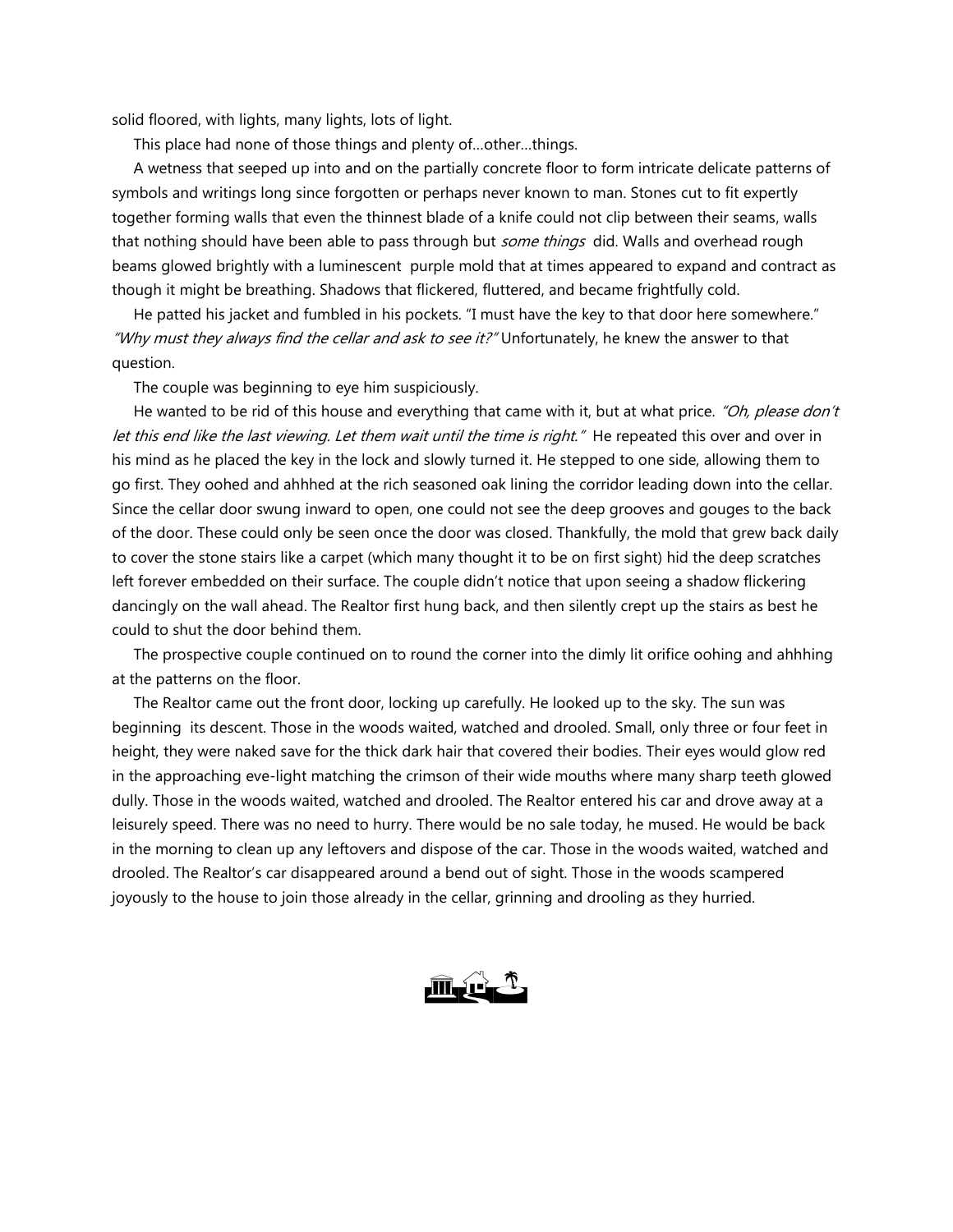solid floored, with lights, many lights, lots of light.

This place had none of those things and plenty of…other…things.

A wetness that seeped up into and on the partially concrete floor to form intricate delicate patterns of symbols and writings long since forgotten or perhaps never known to man. Stones cut to fit expertly together forming walls that even the thinnest blade of a knife could not clip between their seams, walls that nothing should have been able to pass through but *some things* did. Walls and overhead rough beams glowed brightly with a luminescent purple mold that at times appeared to expand and contract as though it might be breathing. Shadows that flickered, fluttered, and became frightfully cold.

He patted his jacket and fumbled in his pockets. "I must have the key to that door here somewhere." *"Why must they always find the cellar and ask to see it?"* Unfortunately, he knew the answer to that question.

The couple was beginning to eye him suspiciously.

He wanted to be rid of this house and everything that came with it, but at what price. *"Oh, please don't let this end like the last viewing. Let them wait until the time is right."* He repeated this over and over in his mind as he placed the key in the lock and slowly turned it. He stepped to one side, allowing them to go first. They oohed and ahhhed at the rich seasoned oak lining the corridor leading down into the cellar. Since the cellar door swung inward to open, one could not see the deep grooves and gouges to the back of the door. These could only be seen once the door was closed. Thankfully, the mold that grew back daily to cover the stone stairs like a carpet (which many thought it to be on first sight) hid the deep scratches left forever embedded on their surface. The couple didn't notice that upon seeing a shadow flickering dancingly on the wall ahead. The Realtor first hung back, and then silently crept up the stairs as best he could to shut the door behind them.

The prospective couple continued on to round the corner into the dimly lit orifice oohing and ahhhing at the patterns on the floor.

The Realtor came out the front door, locking up carefully. He looked up to the sky. The sun was beginning its descent. Those in the woods waited, watched and drooled. Small, only three or four feet in height, they were naked save for the thick dark hair that covered their bodies. Their eyes would glow red in the approaching eve-light matching the crimson of their wide mouths where many sharp teeth glowed dully. Those in the woods waited, watched and drooled. The Realtor entered his car and drove away at a leisurely speed. There was no need to hurry. There would be no sale today, he mused. He would be back in the morning to clean up any leftovers and dispose of the car. Those in the woods waited, watched and drooled. The Realtor's car disappeared around a bend out of sight. Those in the woods scampered joyously to the house to join those already in the cellar, grinning and drooling as they hurried.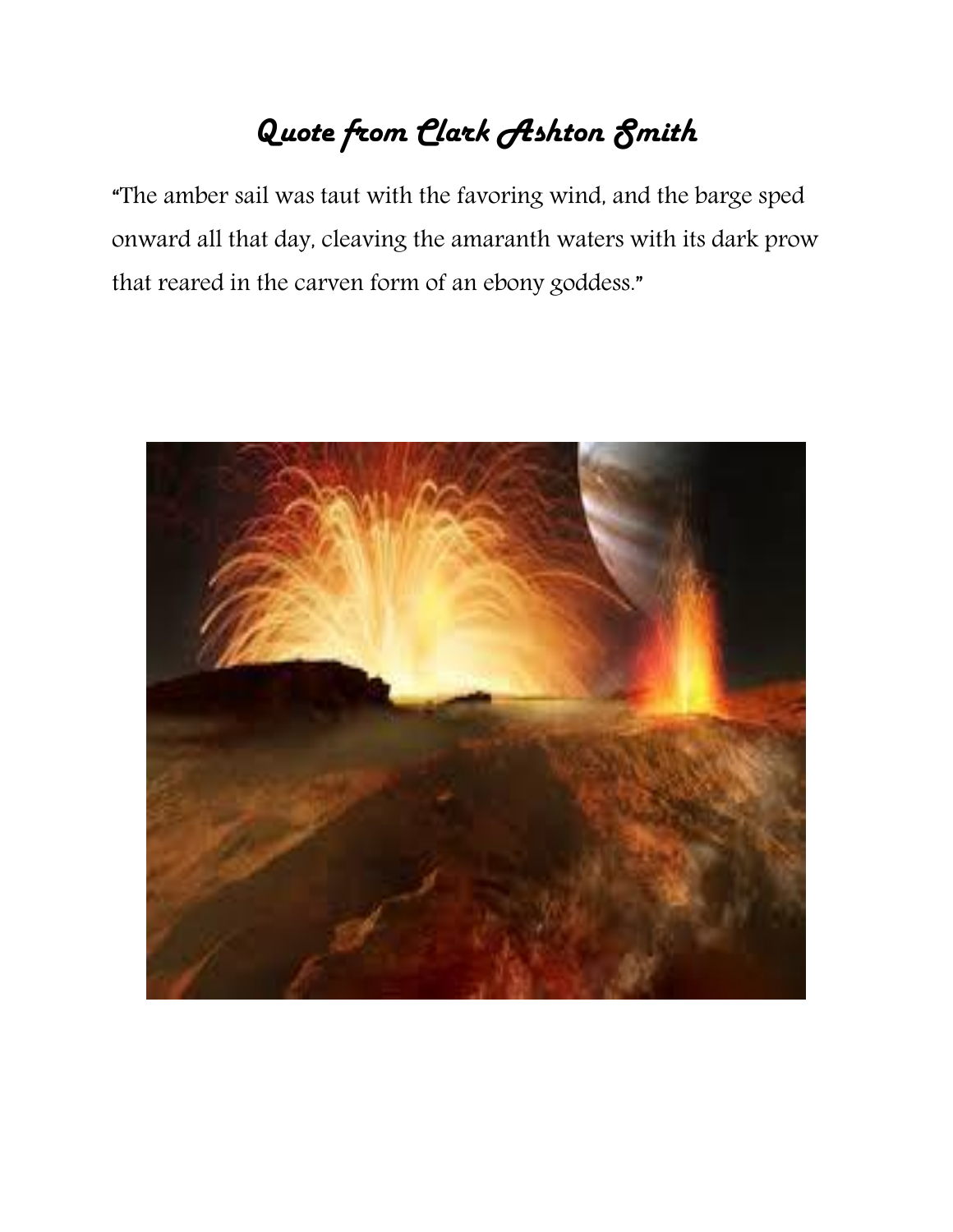# *Quote from Clark Ashton Smith*

"The amber sail was taut with the favoring wind, and the barge sped onward all that day, cleaving the amaranth waters with its dark prow that reared in the carven form of an ebony goddess."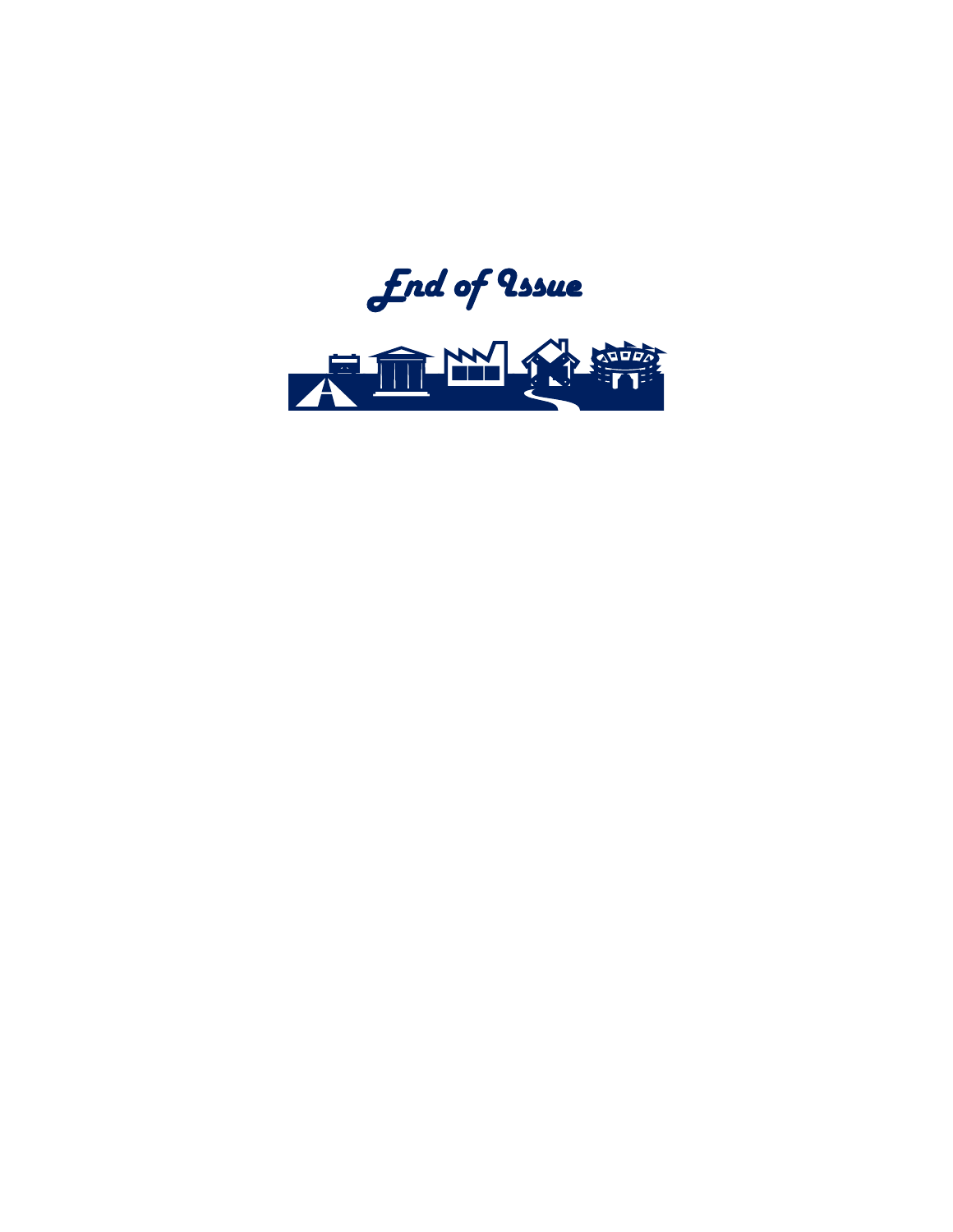*End of Issue*